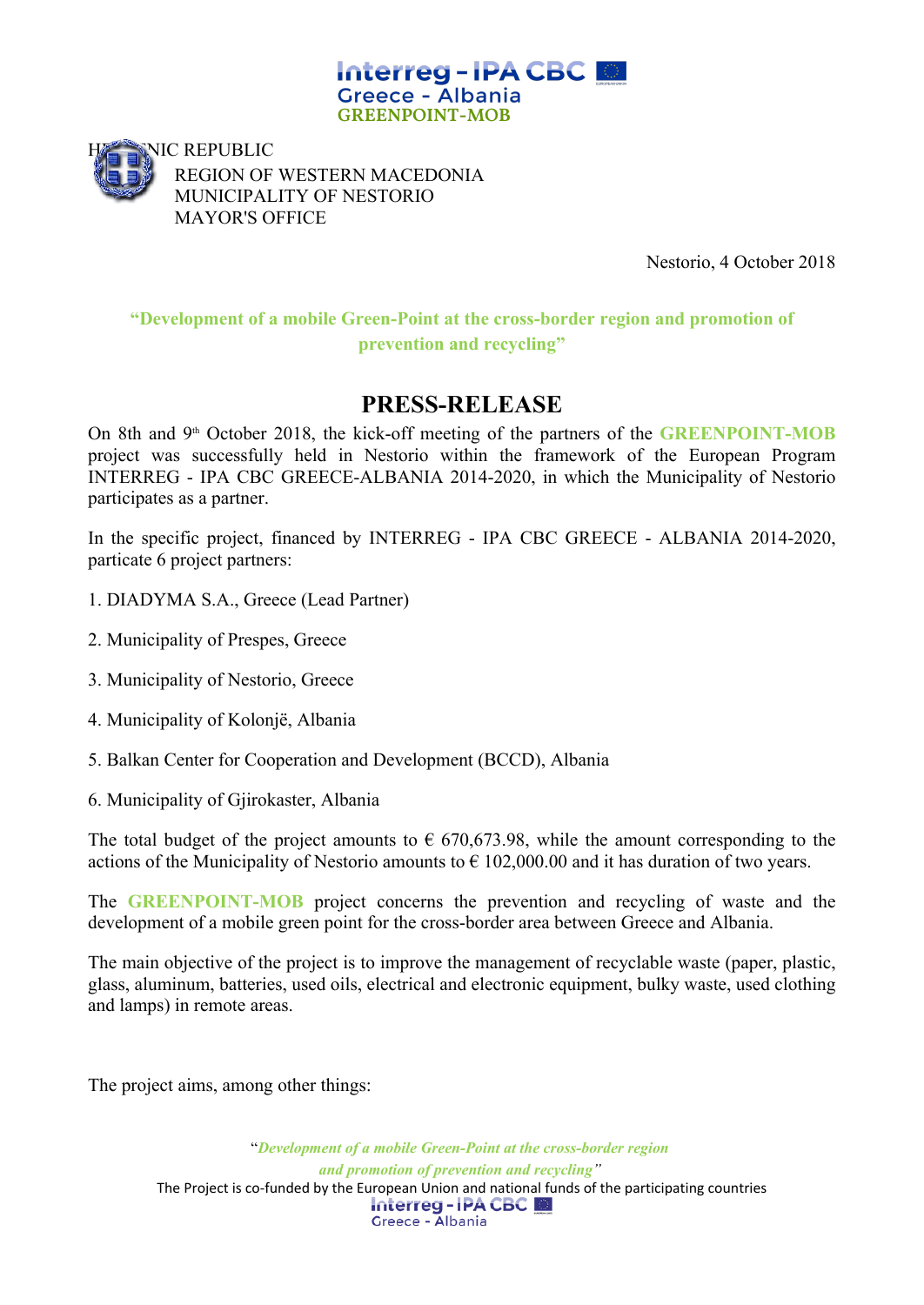Interreg - IPA CBC
Greece - Albania
GREENPOINT-MOB

HELLENIC REPUBLIC
REGION OF WESTERN MACEDONIA
MUNICIPALITY OF NESTORIO
MAYOR'S OFFICE

Nestorio, 4 October 2018

**"Development of a mobile Green-Point at the cross-border region and promotion of prevention and recycling"**

# PRESS-RELEASE

On 8th and 9th October 2018, the kick-off meeting of the partners of the **GREENPOINT-MOB** project was successfully held in Nestorio within the framework of the European Program INTERREG - IPA CBC GREECE-ALBANIA 2014-2020, in which the Municipality of Nestorio participates as a partner.

In the specific project, financed by INTERREG - IPA CBC GREECE - ALBANIA 2014-2020, particate 6 project partners:

1. DIADYMA S.A., Greece (Lead Partner)
2. Municipality of Prespes, Greece
3. Municipality of Nestorio, Greece
4. Municipality of Kolonjë, Albania
5. Balkan Center for Cooperation and Development (BCCD), Albania
6. Municipality of Gjirokaster, Albania

The total budget of the project amounts to € 670,673.98, while the amount corresponding to the actions of the Municipality of Nestorio amounts to € 102,000.00 and it has duration of two years.

The **GREENPOINT-MOB** project concerns the prevention and recycling of waste and the development of a mobile green point for the cross-border area between Greece and Albania.

The main objective of the project is to improve the management of recyclable waste (paper, plastic, glass, aluminum, batteries, used oils, electrical and electronic equipment, bulky waste, used clothing and lamps) in remote areas.

The project aims, among other things: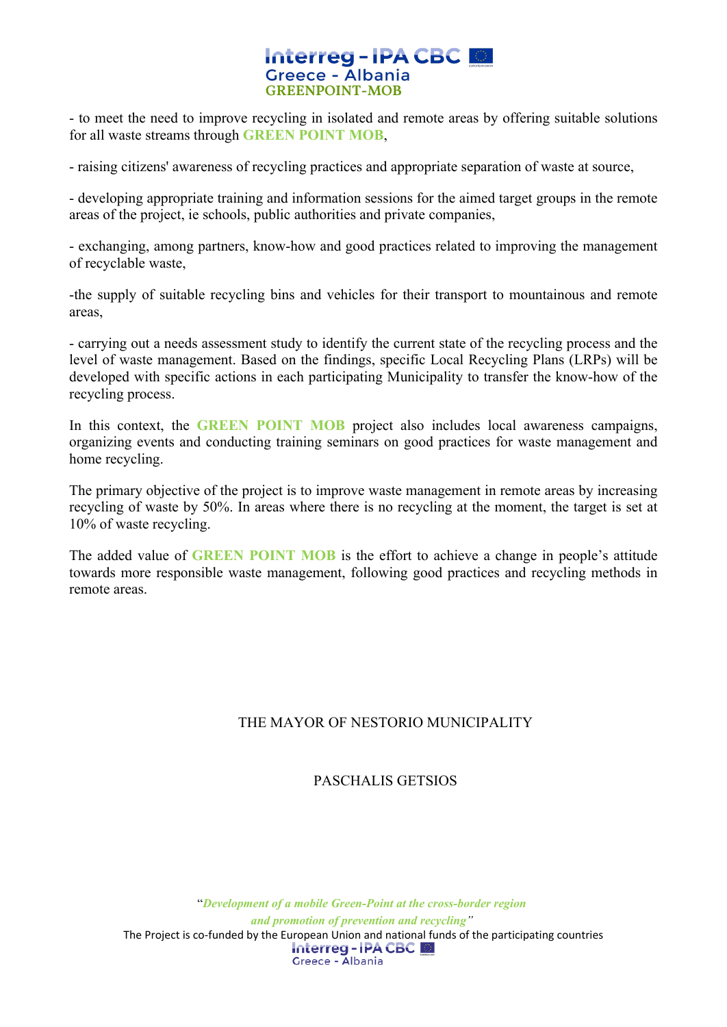- to meet the need to improve recycling in isolated and remote areas by offering suitable solutions for all waste streams through **GREEN POINT MOB**,

- raising citizens' awareness of recycling practices and appropriate separation of waste at source,

- developing appropriate training and information sessions for the aimed target groups in the remote areas of the project, ie schools, public authorities and private companies,

- exchanging, among partners, know-how and good practices related to improving the management of recyclable waste,

-the supply of suitable recycling bins and vehicles for their transport to mountainous and remote areas,

- carrying out a needs assessment study to identify the current state of the recycling process and the level of waste management. Based on the findings, specific Local Recycling Plans (LRPs) will be developed with specific actions in each participating Municipality to transfer the know-how of the recycling process.

In this context, the **GREEN POINT MOB** project also includes local awareness campaigns, organizing events and conducting training seminars on good practices for waste management and home recycling.

The primary objective of the project is to improve waste management in remote areas by increasing recycling of waste by 50%. In areas where there is no recycling at the moment, the target is set at 10% of waste recycling.

The added value of **GREEN POINT MOB** is the effort to achieve a change in people's attitude towards more responsible waste management, following good practices and recycling methods in remote areas.

THE MAYOR OF NESTORIO MUNICIPALITY

PASCHALIS GETSIOS